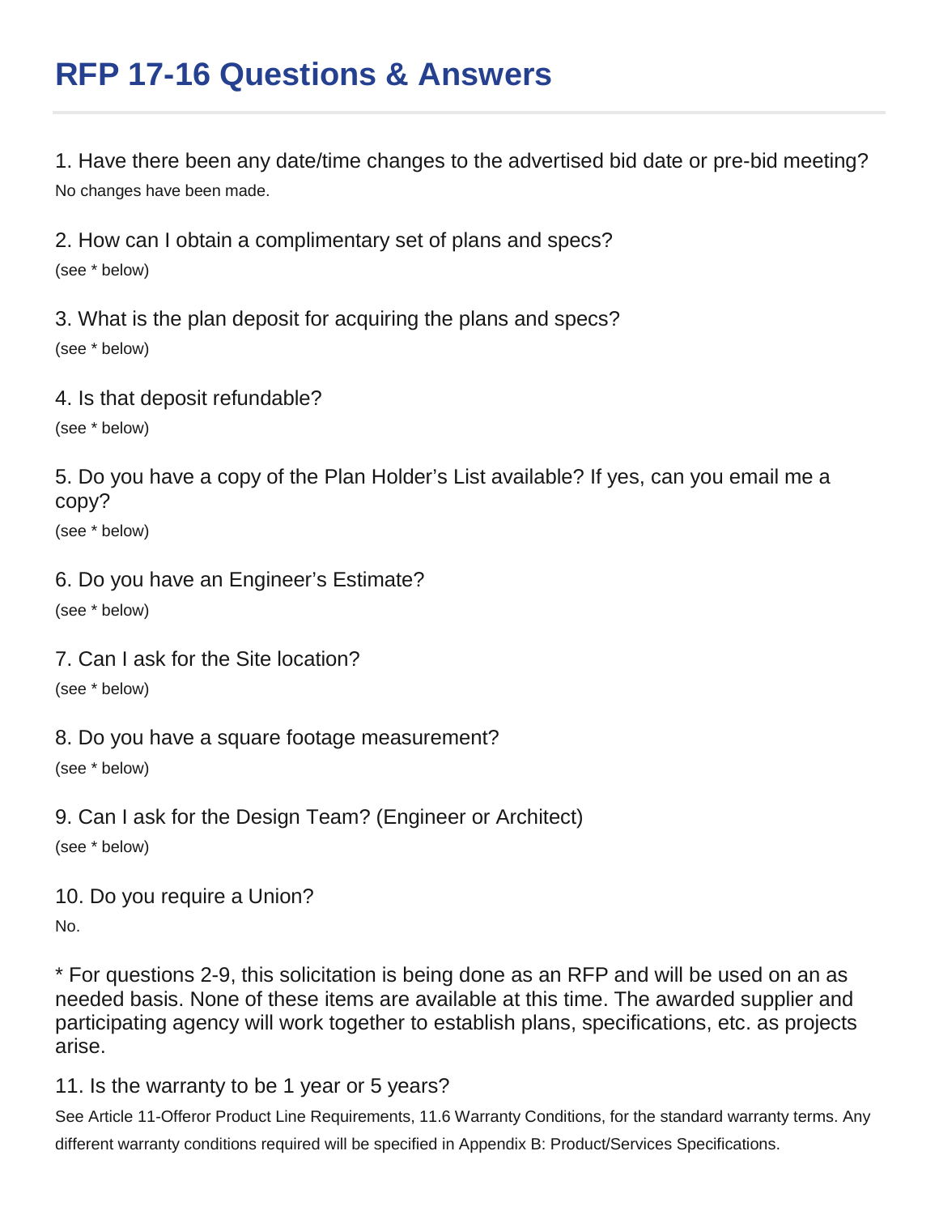# RFP 17-16 Questions & Answers

1. Have there been any date/time changes to the advertised bid date or pre-bid meeting?

No changes have been made.

2. How can I obtain a complimentary set of plans and specs?

(see * below)

3. What is the plan deposit for acquiring the plans and specs?

(see * below)

4. Is that deposit refundable?

(see * below)

5. Do you have a copy of the Plan Holder's List available? If yes, can you email me a copy?

(see * below)

6. Do you have an Engineer's Estimate?

(see * below)

7. Can I ask for the Site location?

(see * below)

8. Do you have a square footage measurement?

(see * below)

9. Can I ask for the Design Team? (Engineer or Architect)

(see * below)

10. Do you require a Union?

No.

* For questions 2-9, this solicitation is being done as an RFP and will be used on an as needed basis. None of these items are available at this time. The awarded supplier and participating agency will work together to establish plans, specifications, etc. as projects arise.

11. Is the warranty to be 1 year or 5 years?

See Article 11-Offeror Product Line Requirements, 11.6 Warranty Conditions, for the standard warranty terms. Any different warranty conditions required will be specified in Appendix B: Product/Services Specifications.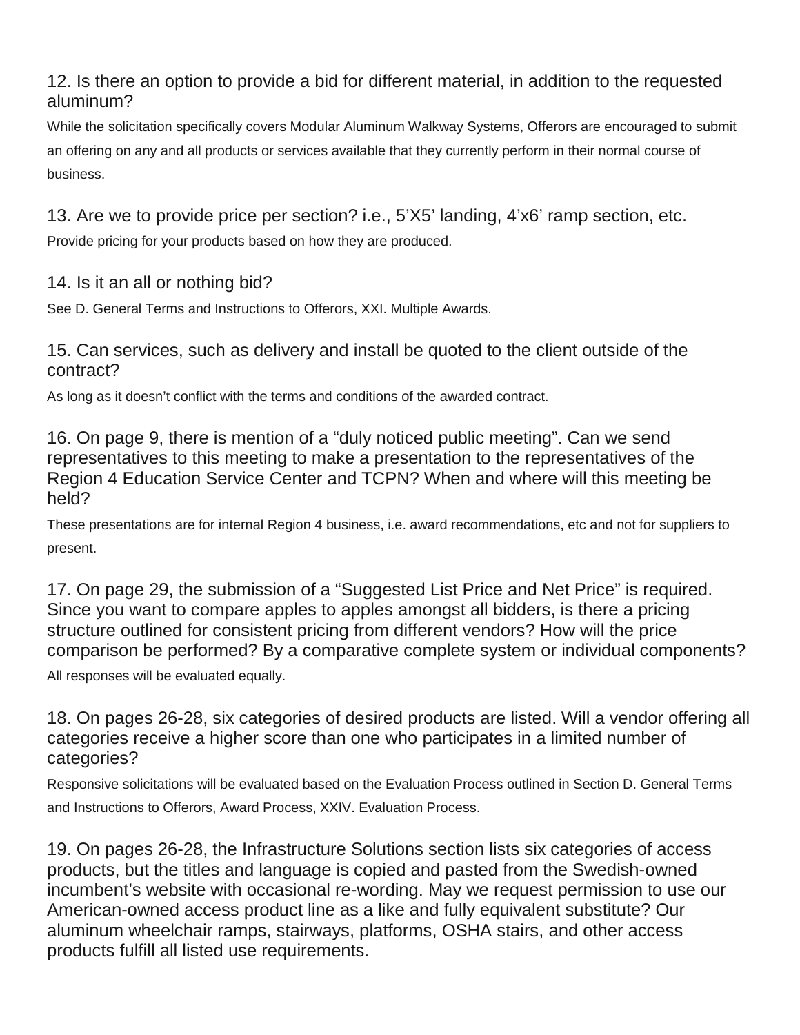### 12. Is there an option to provide a bid for different material, in addition to the requested aluminum?

While the solicitation specifically covers Modular Aluminum Walkway Systems, Offerors are encouraged to submit an offering on any and all products or services available that they currently perform in their normal course of business.

### 13. Are we to provide price per section? i.e., 5'X5' landing, 4'x6' ramp section, etc.

Provide pricing for your products based on how they are produced.

### 14. Is it an all or nothing bid?

See D. General Terms and Instructions to Offerors, XXI. Multiple Awards.

### 15. Can services, such as delivery and install be quoted to the client outside of the contract?

As long as it doesn't conflict with the terms and conditions of the awarded contract.

### 16. On page 9, there is mention of a "duly noticed public meeting". Can we send representatives to this meeting to make a presentation to the representatives of the Region 4 Education Service Center and TCPN? When and where will this meeting be held?

These presentations are for internal Region 4 business, i.e. award recommendations, etc and not for suppliers to present.

### 17. On page 29, the submission of a "Suggested List Price and Net Price" is required. Since you want to compare apples to apples amongst all bidders, is there a pricing structure outlined for consistent pricing from different vendors? How will the price comparison be performed? By a comparative complete system or individual components?

All responses will be evaluated equally.

### 18. On pages 26-28, six categories of desired products are listed. Will a vendor offering all categories receive a higher score than one who participates in a limited number of categories?

Responsive solicitations will be evaluated based on the Evaluation Process outlined in Section D. General Terms and Instructions to Offerors, Award Process, XXIV. Evaluation Process.

### 19. On pages 26-28, the Infrastructure Solutions section lists six categories of access products, but the titles and language is copied and pasted from the Swedish-owned incumbent's website with occasional re-wording. May we request permission to use our American-owned access product line as a like and fully equivalent substitute? Our aluminum wheelchair ramps, stairways, platforms, OSHA stairs, and other access products fulfill all listed use requirements.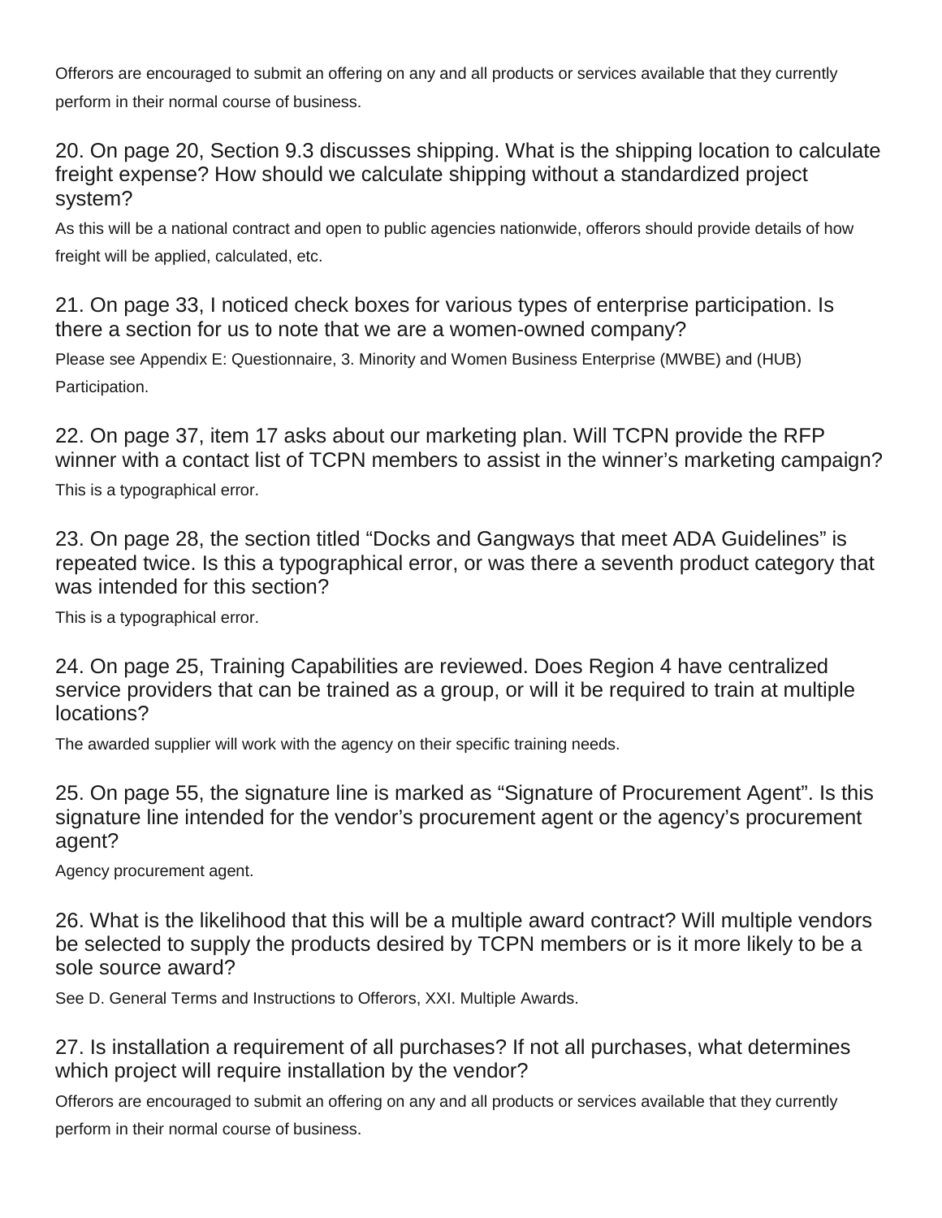Offerors are encouraged to submit an offering on any and all products or services available that they currently perform in their normal course of business.

### 20. On page 20, Section 9.3 discusses shipping. What is the shipping location to calculate freight expense? How should we calculate shipping without a standardized project system?

As this will be a national contract and open to public agencies nationwide, offerors should provide details of how freight will be applied, calculated, etc.

### 21. On page 33, I noticed check boxes for various types of enterprise participation. Is there a section for us to note that we are a women-owned company?

Please see Appendix E: Questionnaire, 3. Minority and Women Business Enterprise (MWBE) and (HUB) Participation.

### 22. On page 37, item 17 asks about our marketing plan. Will TCPN provide the RFP winner with a contact list of TCPN members to assist in the winner's marketing campaign?

This is a typographical error.

### 23. On page 28, the section titled "Docks and Gangways that meet ADA Guidelines" is repeated twice. Is this a typographical error, or was there a seventh product category that was intended for this section?

This is a typographical error.

### 24. On page 25, Training Capabilities are reviewed. Does Region 4 have centralized service providers that can be trained as a group, or will it be required to train at multiple locations?

The awarded supplier will work with the agency on their specific training needs.

### 25. On page 55, the signature line is marked as "Signature of Procurement Agent". Is this signature line intended for the vendor's procurement agent or the agency's procurement agent?

Agency procurement agent.

### 26. What is the likelihood that this will be a multiple award contract? Will multiple vendors be selected to supply the products desired by TCPN members or is it more likely to be a sole source award?

See D. General Terms and Instructions to Offerors, XXI. Multiple Awards.

### 27. Is installation a requirement of all purchases? If not all purchases, what determines which project will require installation by the vendor?

Offerors are encouraged to submit an offering on any and all products or services available that they currently perform in their normal course of business.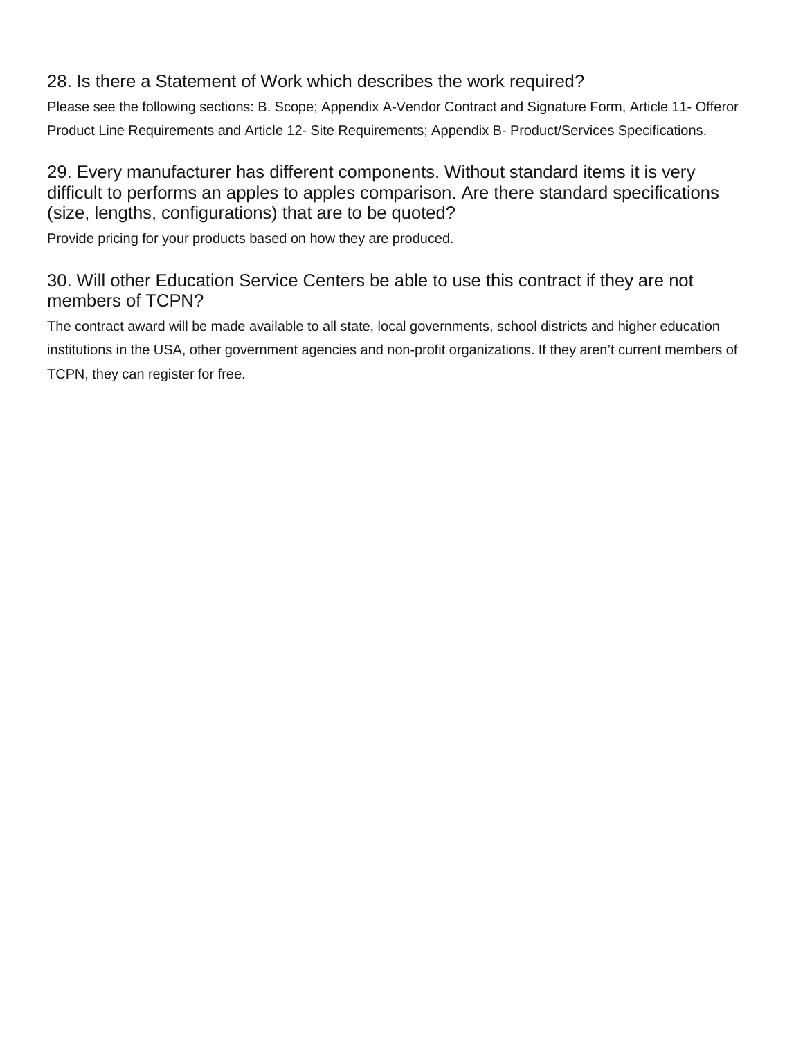### 28. Is there a Statement of Work which describes the work required?

Please see the following sections: B. Scope; Appendix A-Vendor Contract and Signature Form, Article 11- Offeror Product Line Requirements and Article 12- Site Requirements; Appendix B- Product/Services Specifications.

### 29. Every manufacturer has different components. Without standard items it is very difficult to performs an apples to apples comparison. Are there standard specifications (size, lengths, configurations) that are to be quoted?

Provide pricing for your products based on how they are produced.

### 30. Will other Education Service Centers be able to use this contract if they are not members of TCPN?

The contract award will be made available to all state, local governments, school districts and higher education institutions in the USA, other government agencies and non-profit organizations. If they aren't current members of TCPN, they can register for free.